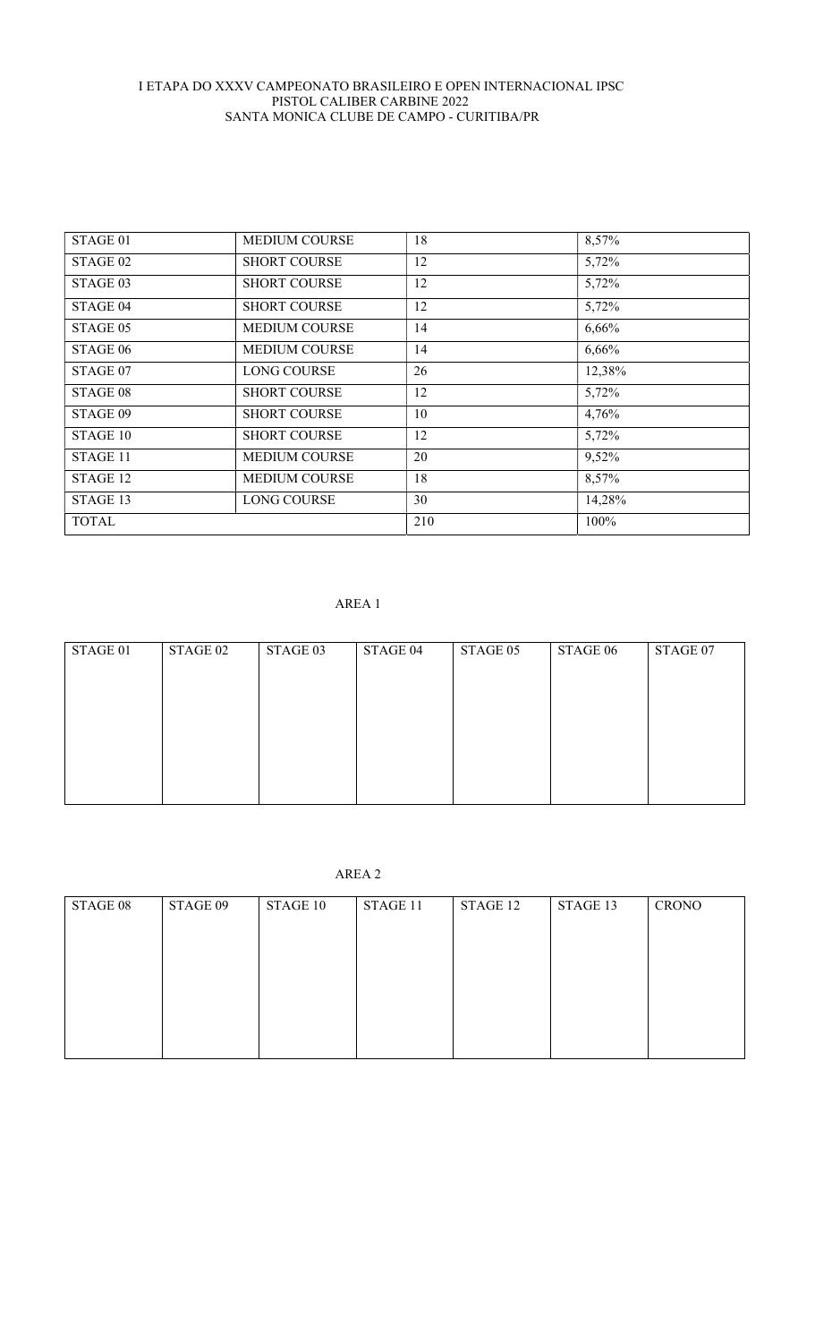I ETAPA DO XXXV CAMPEONATO BRASILEIRO E OPEN INTERNACIONAL IPSC
PISTOL CALIBER CARBINE 2022
SANTA MONICA CLUBE DE CAMPO - CURITIBA/PR

| STAGE 01 | MEDIUM COURSE | 18 | 8,57% |
|---|---|---|---|
| STAGE 02 | SHORT COURSE | 12 | 5,72% |
| STAGE 03 | SHORT COURSE | 12 | 5,72% |
| STAGE 04 | SHORT COURSE | 12 | 5,72% |
| STAGE 05 | MEDIUM COURSE | 14 | 6,66% |
| STAGE 06 | MEDIUM COURSE | 14 | 6,66% |
| STAGE 07 | LONG COURSE | 26 | 12,38% |
| STAGE 08 | SHORT COURSE | 12 | 5,72% |
| STAGE 09 | SHORT COURSE | 10 | 4,76% |
| STAGE 10 | SHORT COURSE | 12 | 5,72% |
| STAGE 11 | MEDIUM COURSE | 20 | 9,52% |
| STAGE 12 | MEDIUM COURSE | 18 | 8,57% |
| STAGE 13 | LONG COURSE | 30 | 14,28% |
| TOTAL | | 210 | 100% |

AREA 1

| STAGE 01 | STAGE 02 | STAGE 03 | STAGE 04 | STAGE 05 | STAGE 06 | STAGE 07 |
|---|---|---|---|---|---|---|
| | | | | | | |

AREA 2

| STAGE 08 | STAGE 09 | STAGE 10 | STAGE 11 | STAGE 12 | STAGE 13 | CRONO |
|---|---|---|---|---|---|---|
| | | | | | | |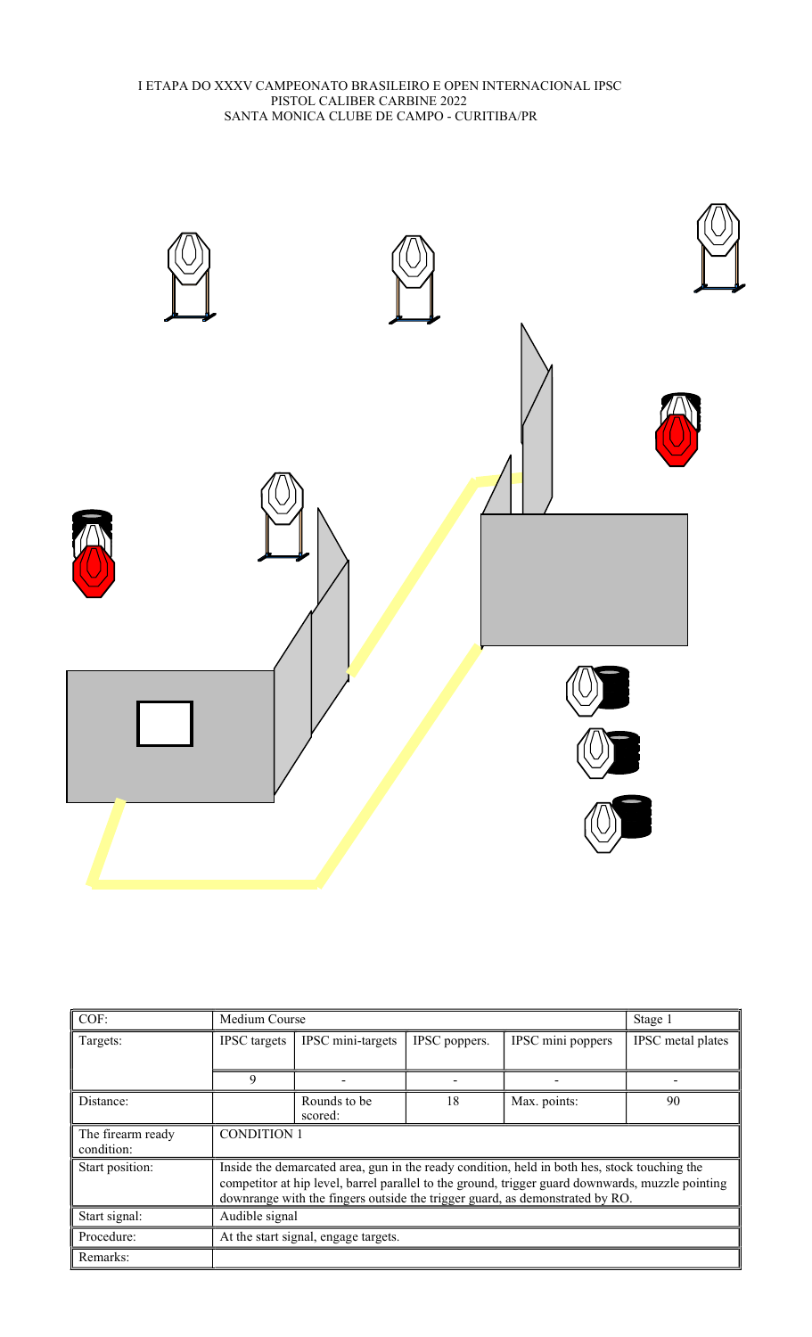I ETAPA DO XXXV CAMPEONATO BRASILEIRO E OPEN INTERNACIONAL IPSC
PISTOL CALIBER CARBINE 2022
SANTA MONICA CLUBE DE CAMPO - CURITIBA/PR

| COF: | Medium Course | | | | Stage 1 |
|---|---|---|---|---|---|
| Targets: | IPSC targets | IPSC mini-targets | IPSC poppers. | IPSC mini poppers | IPSC metal plates |
| | 9 | - | - | - | - |
| Distance: | | Rounds to be scored: | 18 | Max. points: | 90 |
| The firearm ready condition: | CONDITION 1 | | | | |
| Start position: | Inside the demarcated area, gun in the ready condition, held in both hes, stock touching the competitor at hip level, barrel parallel to the ground, trigger guard downwards, muzzle pointing downrange with the fingers outside the trigger guard, as demonstrated by RO. | | | | |
| Start signal: | Audible signal | | | | |
| Procedure: | At the start signal, engage targets. | | | | |
| Remarks: | | | | | |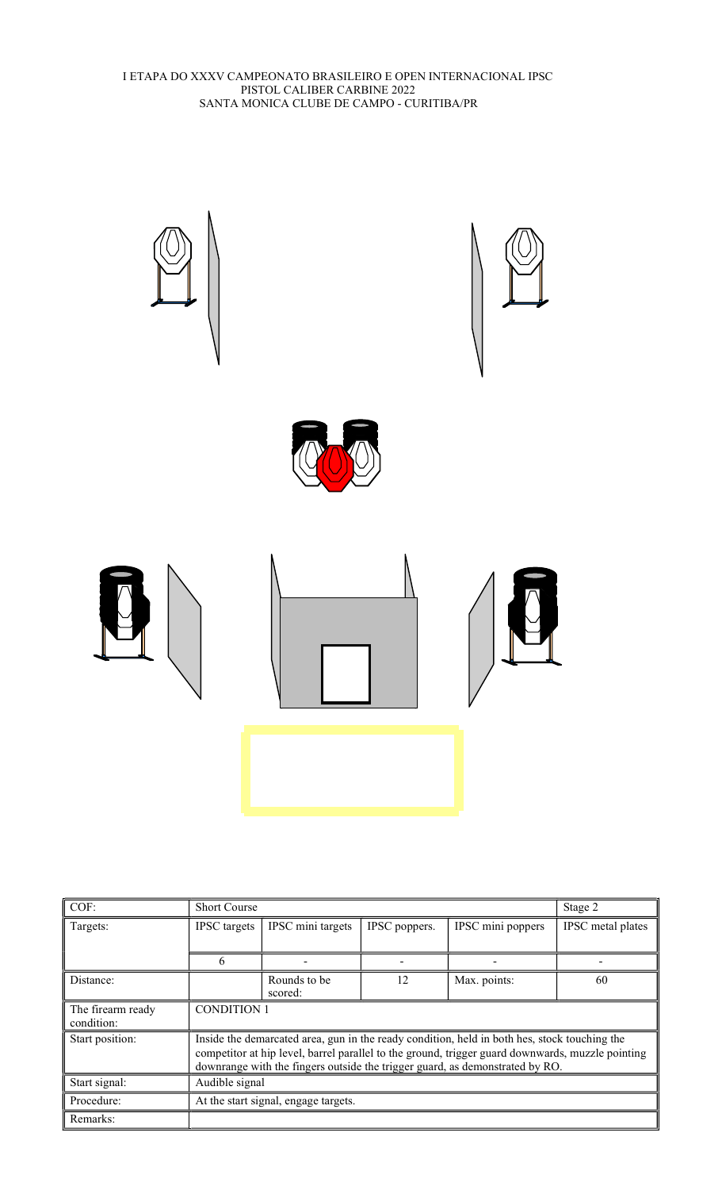I ETAPA DO XXXV CAMPEONATO BRASILEIRO E OPEN INTERNACIONAL IPSC
PISTOL CALIBER CARBINE 2022
SANTA MONICA CLUBE DE CAMPO - CURITIBA/PR

| COF: | Short Course | | | | Stage 2 |
|---|---|---|---|---|---|
| Targets: | IPSC targets | IPSC mini targets | IPSC poppers. | IPSC mini poppers | IPSC metal plates |
| | 6 | - | - | - | - |
| Distance: | | Rounds to be scored: | 12 | Max. points: | 60 |
| The firearm ready condition: | CONDITION 1 | | | | |
| Start position: | Inside the demarcated area, gun in the ready condition, held in both hes, stock touching the competitor at hip level, barrel parallel to the ground, trigger guard downwards, muzzle pointing downrange with the fingers outside the trigger guard, as demonstrated by RO. | | | | |
| Start signal: | Audible signal | | | | |
| Procedure: | At the start signal, engage targets. | | | | |
| Remarks: | | | | | |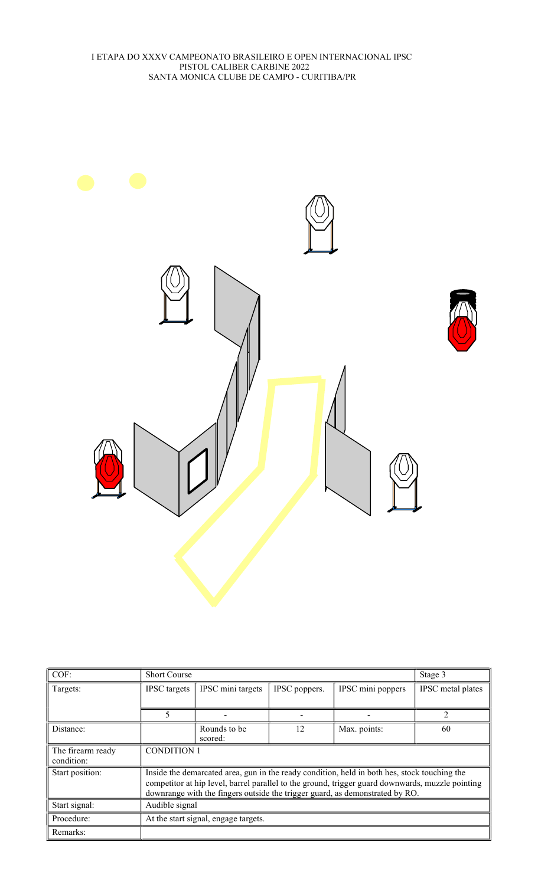I ETAPA DO XXXV CAMPEONATO BRASILEIRO E OPEN INTERNACIONAL IPSC
PISTOL CALIBER CARBINE 2022
SANTA MONICA CLUBE DE CAMPO - CURITIBA/PR

| COF: | Short Course | | | | Stage 3 |
|---|---|---|---|---|---|
| Targets: | IPSC targets | IPSC mini targets | IPSC poppers. | IPSC mini poppers | IPSC metal plates |
| | 5 | - | - | - | 2 |
| Distance: | | Rounds to be scored: | 12 | Max. points: | 60 |
| The firearm ready condition: | CONDITION 1 | | | | |
| Start position: | Inside the demarcated area, gun in the ready condition, held in both hes, stock touching the competitor at hip level, barrel parallel to the ground, trigger guard downwards, muzzle pointing downrange with the fingers outside the trigger guard, as demonstrated by RO. | | | | |
| Start signal: | Audible signal | | | | |
| Procedure: | At the start signal, engage targets. | | | | |
| Remarks: | | | | | |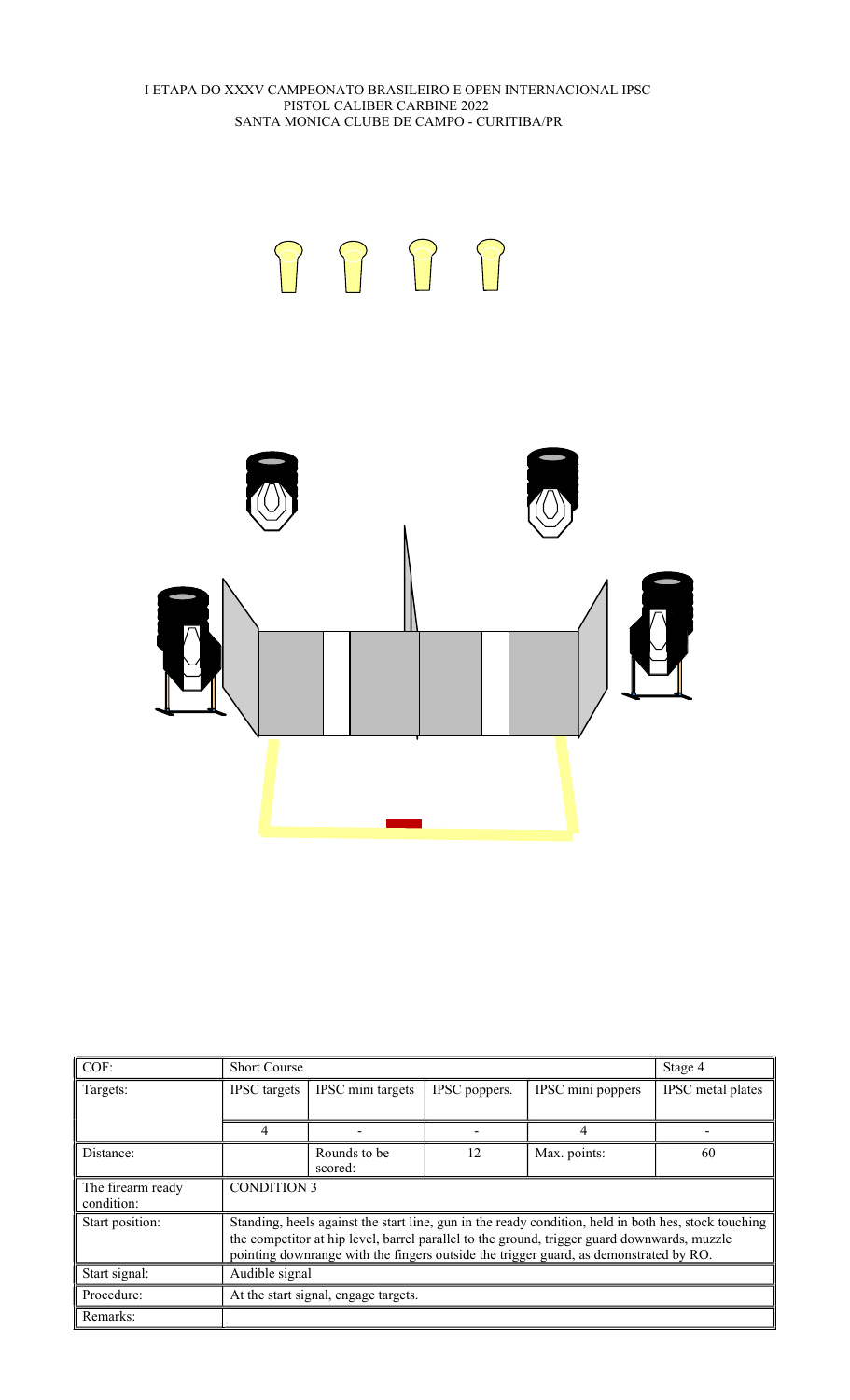I ETAPA DO XXXV CAMPEONATO BRASILEIRO E OPEN INTERNACIONAL IPSC
PISTOL CALIBER CARBINE 2022
SANTA MONICA CLUBE DE CAMPO - CURITIBA/PR

| COF: | Short Course | | | | Stage 4 |
|---|---|---|---|---|---|
| Targets: | IPSC targets | IPSC mini targets | IPSC poppers. | IPSC mini poppers | IPSC metal plates |
| | 4 | - | - | 4 | - |
| Distance: | | Rounds to be scored: | 12 | Max. points: | 60 |
| The firearm ready condition: | CONDITION 3 | | | | |
| Start position: | Standing, heels against the start line, gun in the ready condition, held in both hes, stock touching the competitor at hip level, barrel parallel to the ground, trigger guard downwards, muzzle pointing downrange with the fingers outside the trigger guard, as demonstrated by RO. | | | | |
| Start signal: | Audible signal | | | | |
| Procedure: | At the start signal, engage targets. | | | | |
| Remarks: | | | | | |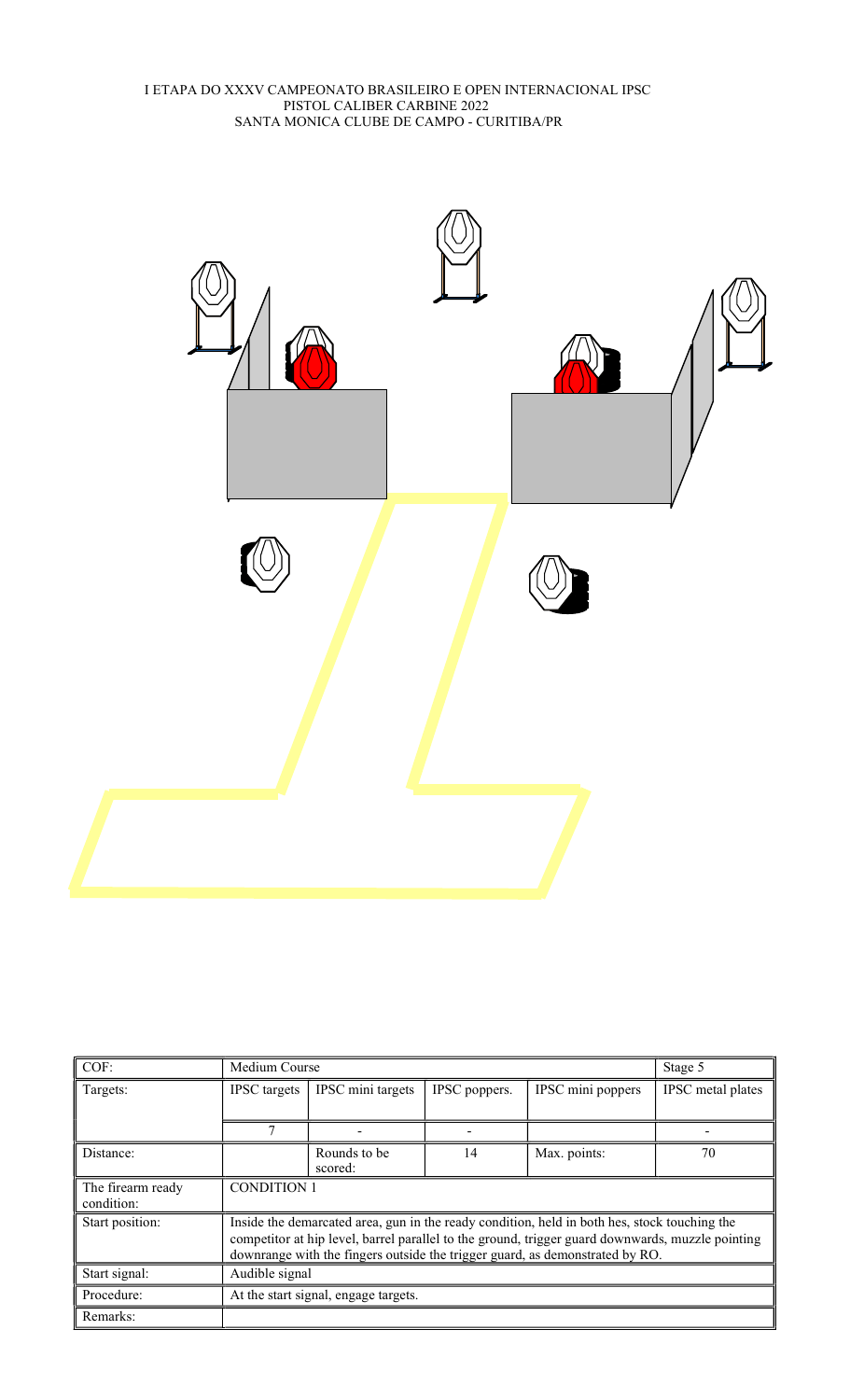I ETAPA DO XXXV CAMPEONATO BRASILEIRO E OPEN INTERNACIONAL IPSC
PISTOL CALIBER CARBINE 2022
SANTA MONICA CLUBE DE CAMPO - CURITIBA/PR

| COF: | Medium Course | | | | Stage 5 |
|---|---|---|---|---|---|
| Targets: | IPSC targets | IPSC mini targets | IPSC poppers. | IPSC mini poppers | IPSC metal plates |
| | 7 | - | - | | - |
| Distance: | | Rounds to be scored: | 14 | Max. points: | 70 |
| The firearm ready condition: | CONDITION 1 | | | | |
| Start position: | Inside the demarcated area, gun in the ready condition, held in both hes, stock touching the competitor at hip level, barrel parallel to the ground, trigger guard downwards, muzzle pointing downrange with the fingers outside the trigger guard, as demonstrated by RO. | | | | |
| Start signal: | Audible signal | | | | |
| Procedure: | At the start signal, engage targets. | | | | |
| Remarks: | | | | | |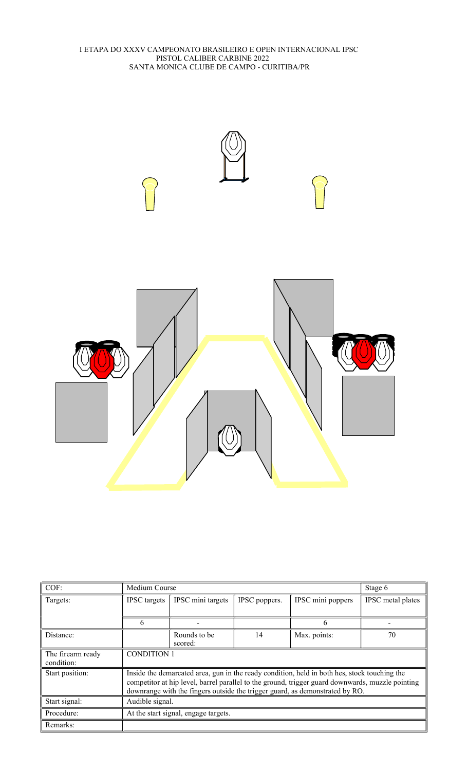I ETAPA DO XXXV CAMPEONATO BRASILEIRO E OPEN INTERNACIONAL IPSC
PISTOL CALIBER CARBINE 2022
SANTA MONICA CLUBE DE CAMPO - CURITIBA/PR

| COF: | Medium Course | | | | Stage 6 |
|---|---|---|---|---|---|
| Targets: | IPSC targets | IPSC mini targets | IPSC poppers. | IPSC mini poppers | IPSC metal plates |
| | 6 | - | | 6 | - |
| Distance: | | Rounds to be scored: | 14 | Max. points: | 70 |
| The firearm ready condition: | CONDITION 1 | | | | |
| Start position: | Inside the demarcated area, gun in the ready condition, held in both hes, stock touching the competitor at hip level, barrel parallel to the ground, trigger guard downwards, muzzle pointing downrange with the fingers outside the trigger guard, as demonstrated by RO. | | | | |
| Start signal: | Audible signal. | | | | |
| Procedure: | At the start signal, engage targets. | | | | |
| Remarks: | | | | | |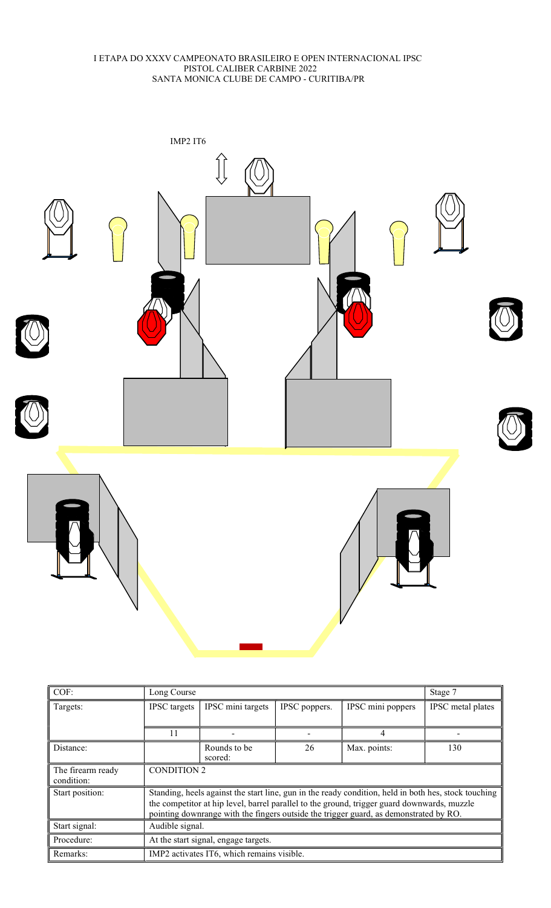I ETAPA DO XXXV CAMPEONATO BRASILEIRO E OPEN INTERNACIONAL IPSC
PISTOL CALIBER CARBINE 2022
SANTA MONICA CLUBE DE CAMPO - CURITIBA/PR

IMP2 IT6

| COF: | Long Course | | | | Stage 7 |
|---|---|---|---|---|---|
| Targets: | IPSC targets | IPSC mini targets | IPSC poppers. | IPSC mini poppers | IPSC metal plates |
| | 11 | - | - | 4 | - |
| Distance: | | Rounds to be scored: | 26 | Max. points: | 130 |
| The firearm ready condition: | CONDITION 2 | | | | |
| Start position: | Standing, heels against the start line, gun in the ready condition, held in both hes, stock touching the competitor at hip level, barrel parallel to the ground, trigger guard downwards, muzzle pointing downrange with the fingers outside the trigger guard, as demonstrated by RO. | | | | |
| Start signal: | Audible signal. | | | | |
| Procedure: | At the start signal, engage targets. | | | | |
| Remarks: | IMP2 activates IT6, which remains visible. | | | | |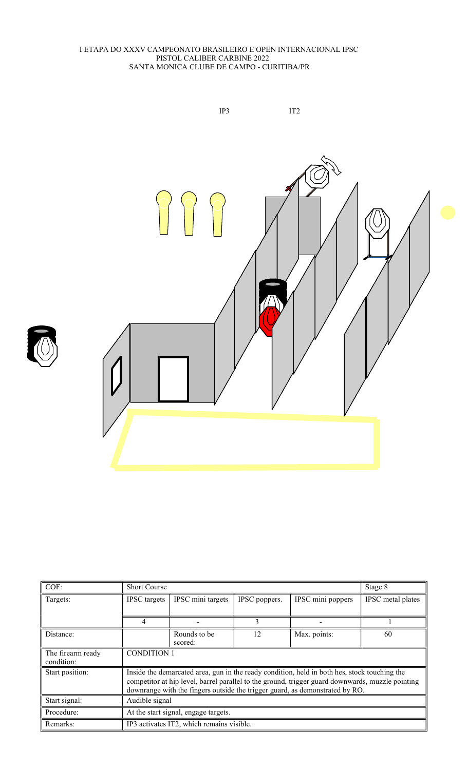I ETAPA DO XXXV CAMPEONATO BRASILEIRO E OPEN INTERNACIONAL IPSC
PISTOL CALIBER CARBINE 2022
SANTA MONICA CLUBE DE CAMPO - CURITIBA/PR

IP3 IT2

| COF: | Short Course | | | | Stage 8 |
|---|---|---|---|---|---|
| Targets: | IPSC targets | IPSC mini targets | IPSC poppers. | IPSC mini poppers | IPSC metal plates |
| | 4 | - | 3 | - | 1 |
| Distance: | | Rounds to be scored: | 12 | Max. points: | 60 |
| The firearm ready condition: | CONDITION 1 | | | | |
| Start position: | Inside the demarcated area, gun in the ready condition, held in both hes, stock touching the competitor at hip level, barrel parallel to the ground, trigger guard downwards, muzzle pointing downrange with the fingers outside the trigger guard, as demonstrated by RO. | | | | |
| Start signal: | Audible signal | | | | |
| Procedure: | At the start signal, engage targets. | | | | |
| Remarks: | IP3 activates IT2, which remains visible. | | | | |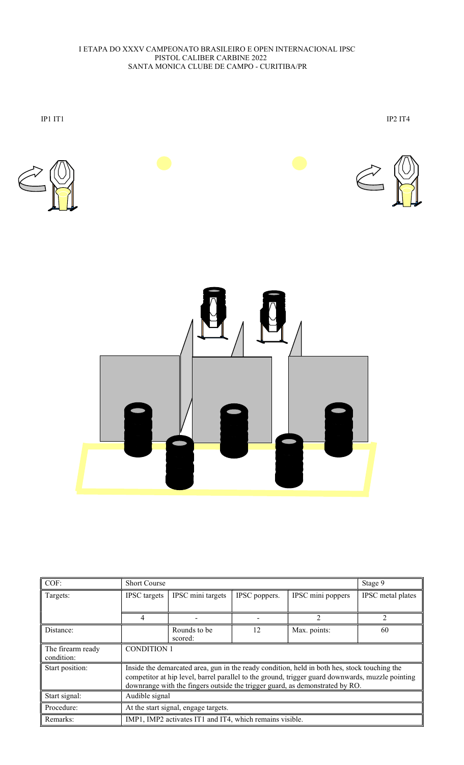I ETAPA DO XXXV CAMPEONATO BRASILEIRO E OPEN INTERNACIONAL IPSC
PISTOL CALIBER CARBINE 2022
SANTA MONICA CLUBE DE CAMPO - CURITIBA/PR

IP1 IT1

IP2 IT4

| COF: | Short Course | | | | Stage 9 |
|---|---|---|---|---|---|
| Targets: | IPSC targets | IPSC mini targets | IPSC poppers. | IPSC mini poppers | IPSC metal plates |
| | 4 | - | - | 2 | 2 |
| Distance: | | Rounds to be scored: | 12 | Max. points: | 60 |
| The firearm ready condition: | CONDITION 1 | | | | |
| Start position: | Inside the demarcated area, gun in the ready condition, held in both hes, stock touching the competitor at hip level, barrel parallel to the ground, trigger guard downwards, muzzle pointing downrange with the fingers outside the trigger guard, as demonstrated by RO. | | | | |
| Start signal: | Audible signal | | | | |
| Procedure: | At the start signal, engage targets. | | | | |
| Remarks: | IMP1, IMP2 activates IT1 and IT4, which remains visible. | | | | |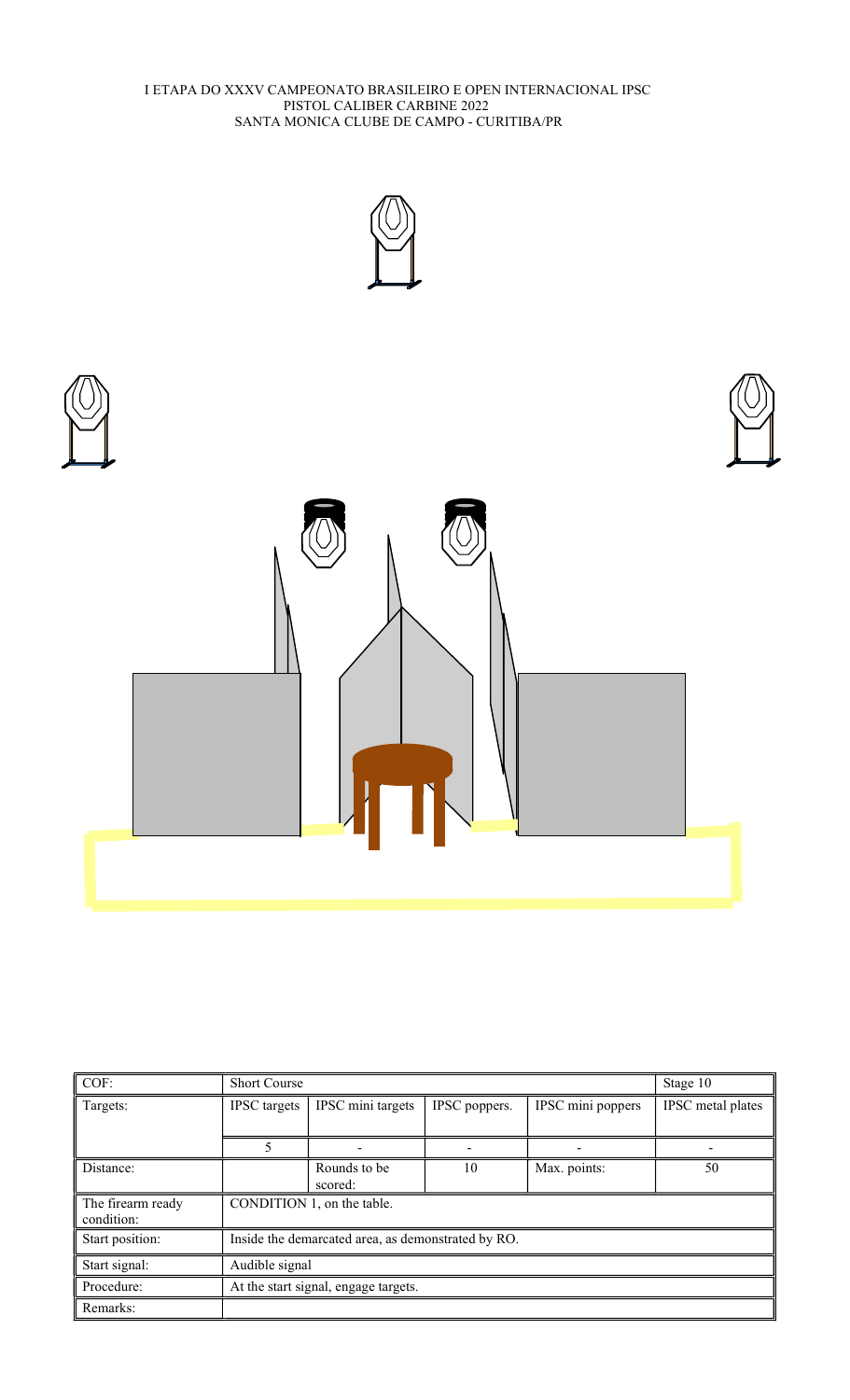I ETAPA DO XXXV CAMPEONATO BRASILEIRO E OPEN INTERNACIONAL IPSC
PISTOL CALIBER CARBINE 2022
SANTA MONICA CLUBE DE CAMPO - CURITIBA/PR

| COF: | Short Course | | | | Stage 10 |
|---|---|---|---|---|---|
| Targets: | IPSC targets | IPSC mini targets | IPSC poppers. | IPSC mini poppers | IPSC metal plates |
| | 5 | - | - | - | - |
| Distance: | | Rounds to be scored: | 10 | Max. points: | 50 |
| The firearm ready condition: | CONDITION 1, on the table. | | | | |
| Start position: | Inside the demarcated area, as demonstrated by RO. | | | | |
| Start signal: | Audible signal | | | | |
| Procedure: | At the start signal, engage targets. | | | | |
| Remarks: | | | | | |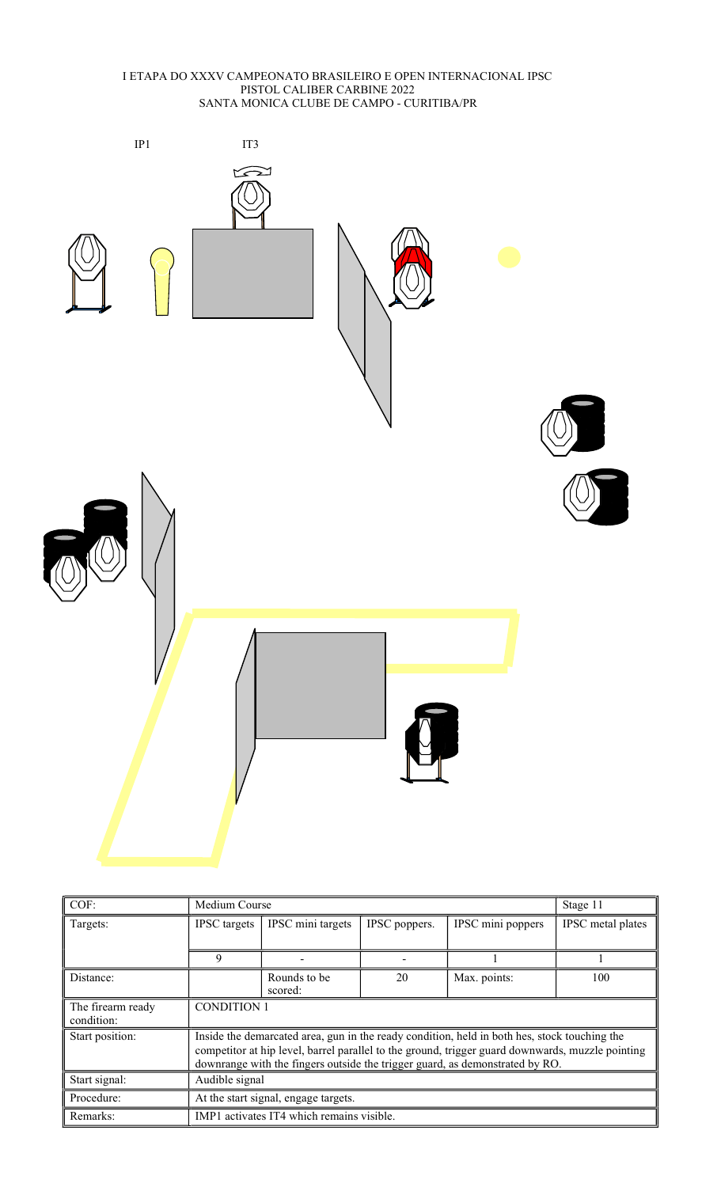I ETAPA DO XXXV CAMPEONATO BRASILEIRO E OPEN INTERNACIONAL IPSC
PISTOL CALIBER CARBINE 2022
SANTA MONICA CLUBE DE CAMPO - CURITIBA/PR

IP1 IT3

| COF: | Medium Course | | | | Stage 11 |
|---|---|---|---|---|---|
| Targets: | IPSC targets | IPSC mini targets | IPSC poppers. | IPSC mini poppers | IPSC metal plates |
| | 9 | - | - | 1 | 1 |
| Distance: | | Rounds to be scored: | 20 | Max. points: | 100 |
| The firearm ready condition: | CONDITION 1 | | | | |
| Start position: | Inside the demarcated area, gun in the ready condition, held in both hes, stock touching the competitor at hip level, barrel parallel to the ground, trigger guard downwards, muzzle pointing downrange with the fingers outside the trigger guard, as demonstrated by RO. | | | | |
| Start signal: | Audible signal | | | | |
| Procedure: | At the start signal, engage targets. | | | | |
| Remarks: | IMP1 activates IT4 which remains visible. | | | | |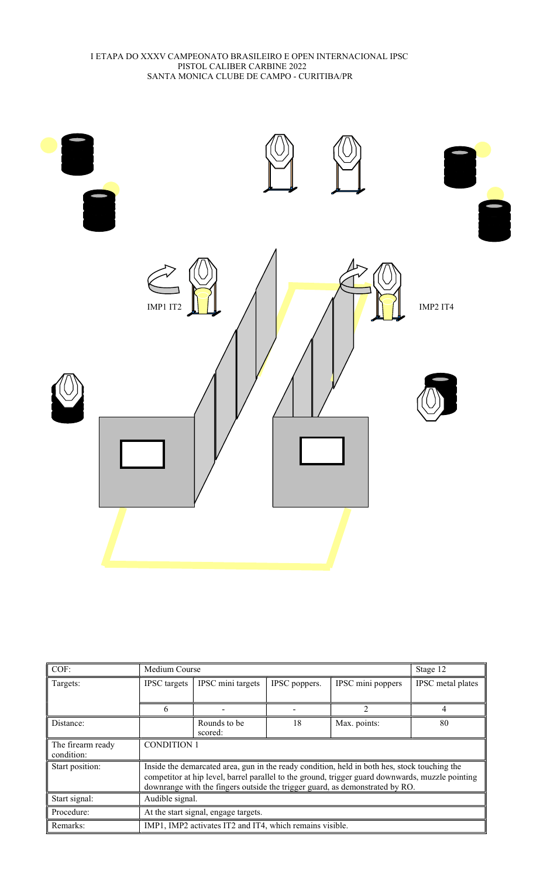I ETAPA DO XXXV CAMPEONATO BRASILEIRO E OPEN INTERNACIONAL IPSC
PISTOL CALIBER CARBINE 2022
SANTA MONICA CLUBE DE CAMPO - CURITIBA/PR

IMP1 IT2

IMP2 IT4

| COF: | Medium Course | | | | Stage 12 |
|---|---|---|---|---|---|
| Targets: | IPSC targets | IPSC mini targets | IPSC poppers. | IPSC mini poppers | IPSC metal plates |
| | 6 | - | - | 2 | 4 |
| Distance: | | Rounds to be scored: | 18 | Max. points: | 80 |
| The firearm ready condition: | CONDITION 1 | | | | |
| Start position: | Inside the demarcated area, gun in the ready condition, held in both hes, stock touching the competitor at hip level, barrel parallel to the ground, trigger guard downwards, muzzle pointing downrange with the fingers outside the trigger guard, as demonstrated by RO. | | | | |
| Start signal: | Audible signal. | | | | |
| Procedure: | At the start signal, engage targets. | | | | |
| Remarks: | IMP1, IMP2 activates IT2 and IT4, which remains visible. | | | | |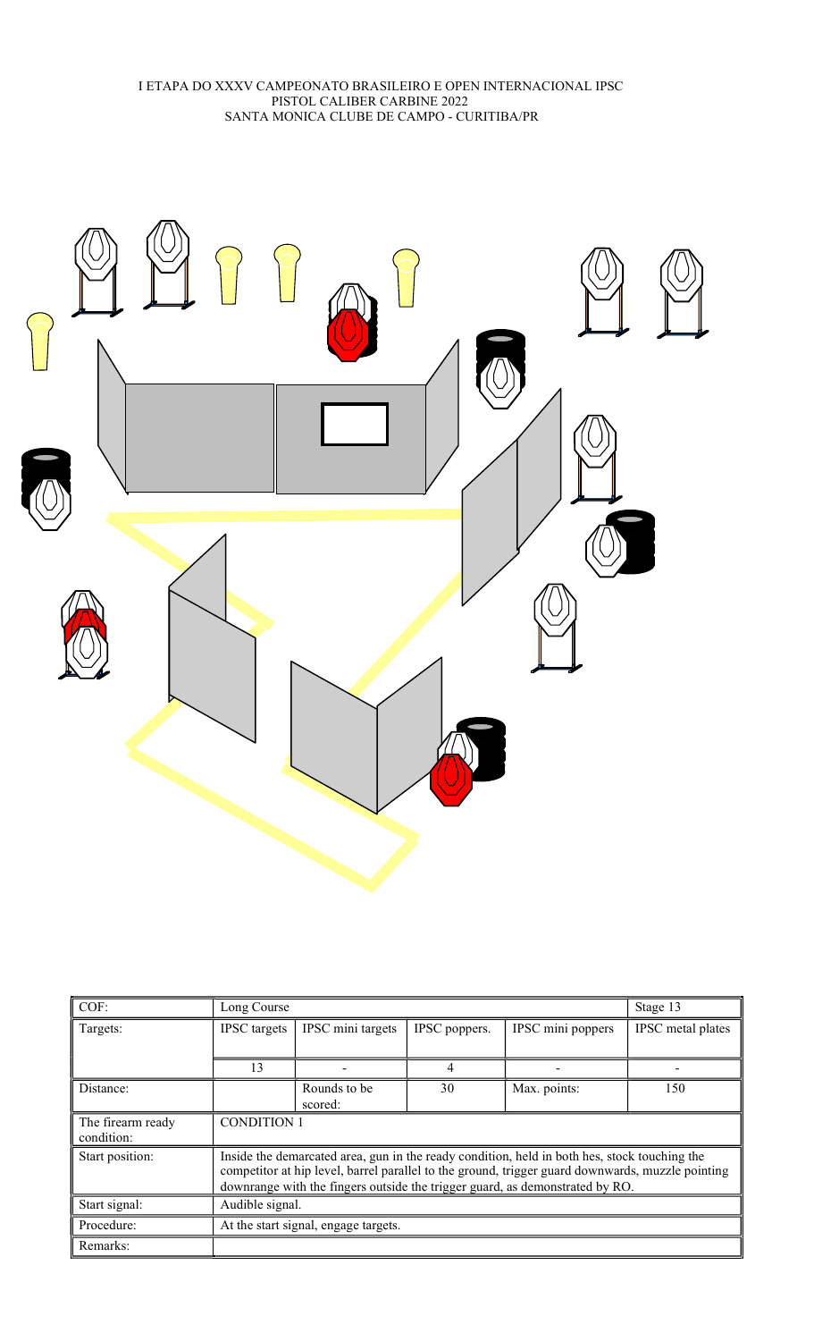I ETAPA DO XXXV CAMPEONATO BRASILEIRO E OPEN INTERNACIONAL IPSC
PISTOL CALIBER CARBINE 2022
SANTA MONICA CLUBE DE CAMPO - CURITIBA/PR

| COF: | Long Course | | | | Stage 13 |
|---|---|---|---|---|---|
| Targets: | IPSC targets | IPSC mini targets | IPSC poppers. | IPSC mini poppers | IPSC metal plates |
| | 13 | - | 4 | - | - |
| Distance: | | Rounds to be scored: | 30 | Max. points: | 150 |
| The firearm ready condition: | CONDITION 1 | | | | |
| Start position: | Inside the demarcated area, gun in the ready condition, held in both hes, stock touching the competitor at hip level, barrel parallel to the ground, trigger guard downwards, muzzle pointing downrange with the fingers outside the trigger guard, as demonstrated by RO. | | | | |
| Start signal: | Audible signal. | | | | |
| Procedure: | At the start signal, engage targets. | | | | |
| Remarks: | | | | | |